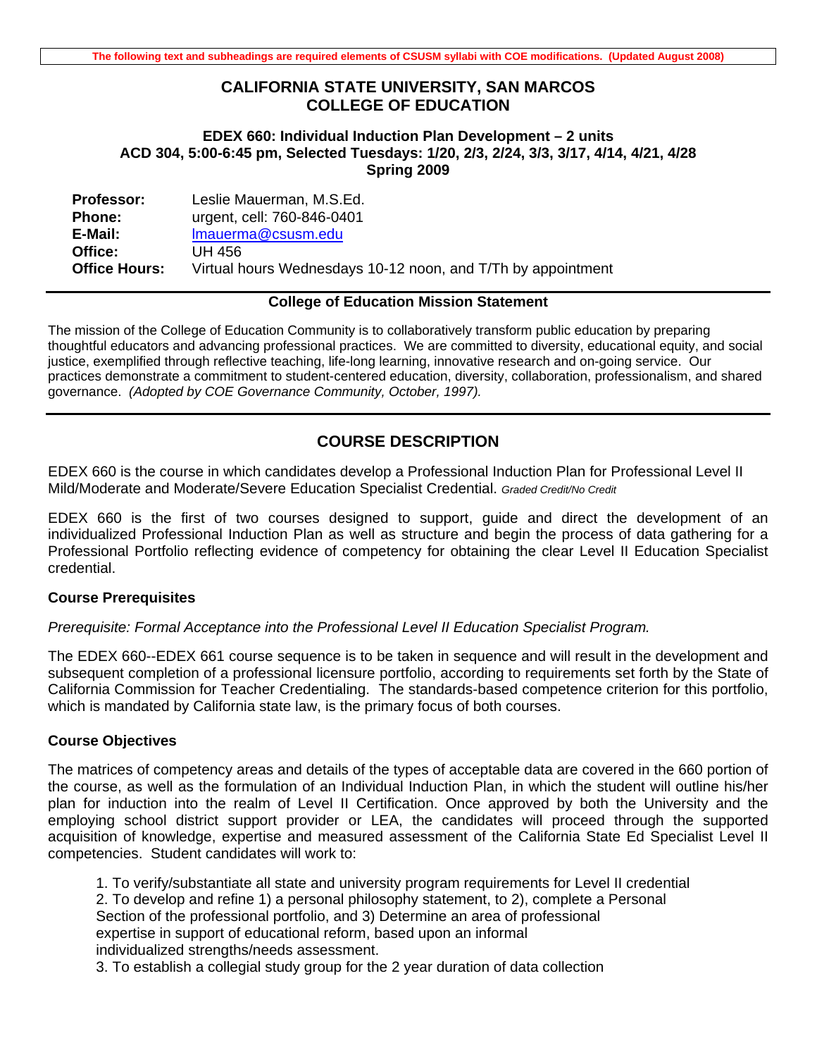**The following text and subheadings are required elements of CSUSM syllabi with COE modifications. (Updated August 2008)**

# CALIFORNIA STATE UNIVERSITY, SAN MARCOS
# COLLEGE OF EDUCATION

### EDEX 660: Individual Induction Plan Development – 2 units
### ACD 304, 5:00-6:45 pm, Selected Tuesdays: 1/20, 2/3, 2/24, 3/3, 3/17, 4/14, 4/21, 4/28
### Spring 2009

| | |
|---|---|
| **Professor:** | Leslie Mauerman, M.S.Ed. |
| **Phone:** | urgent, cell: 760-846-0401 |
| **E-Mail:** | lmauerma@csusm.edu |
| **Office:** | UH 456 |
| **Office Hours:** | Virtual hours Wednesdays 10-12 noon, and T/Th by appointment |

### College of Education Mission Statement

The mission of the College of Education Community is to collaboratively transform public education by preparing thoughtful educators and advancing professional practices. We are committed to diversity, educational equity, and social justice, exemplified through reflective teaching, life-long learning, innovative research and on-going service. Our practices demonstrate a commitment to student-centered education, diversity, collaboration, professionalism, and shared governance. *(Adopted by COE Governance Community, October, 1997).*

## COURSE DESCRIPTION

EDEX 660 is the course in which candidates develop a Professional Induction Plan for Professional Level II Mild/Moderate and Moderate/Severe Education Specialist Credential. *Graded Credit/No Credit*

EDEX 660 is the first of two courses designed to support, guide and direct the development of an individualized Professional Induction Plan as well as structure and begin the process of data gathering for a Professional Portfolio reflecting evidence of competency for obtaining the clear Level II Education Specialist credential.

### Course Prerequisites

*Prerequisite: Formal Acceptance into the Professional Level II Education Specialist Program.*

The EDEX 660--EDEX 661 course sequence is to be taken in sequence and will result in the development and subsequent completion of a professional licensure portfolio, according to requirements set forth by the State of California Commission for Teacher Credentialing. The standards-based competence criterion for this portfolio, which is mandated by California state law, is the primary focus of both courses.

### Course Objectives

The matrices of competency areas and details of the types of acceptable data are covered in the 660 portion of the course, as well as the formulation of an Individual Induction Plan, in which the student will outline his/her plan for induction into the realm of Level II Certification. Once approved by both the University and the employing school district support provider or LEA, the candidates will proceed through the supported acquisition of knowledge, expertise and measured assessment of the California State Ed Specialist Level II competencies. Student candidates will work to:

1. To verify/substantiate all state and university program requirements for Level II credential
2. To develop and refine 1) a personal philosophy statement, to 2), complete a Personal Section of the professional portfolio, and 3) Determine an area of professional expertise in support of educational reform, based upon an informal individualized strengths/needs assessment.
3. To establish a collegial study group for the 2 year duration of data collection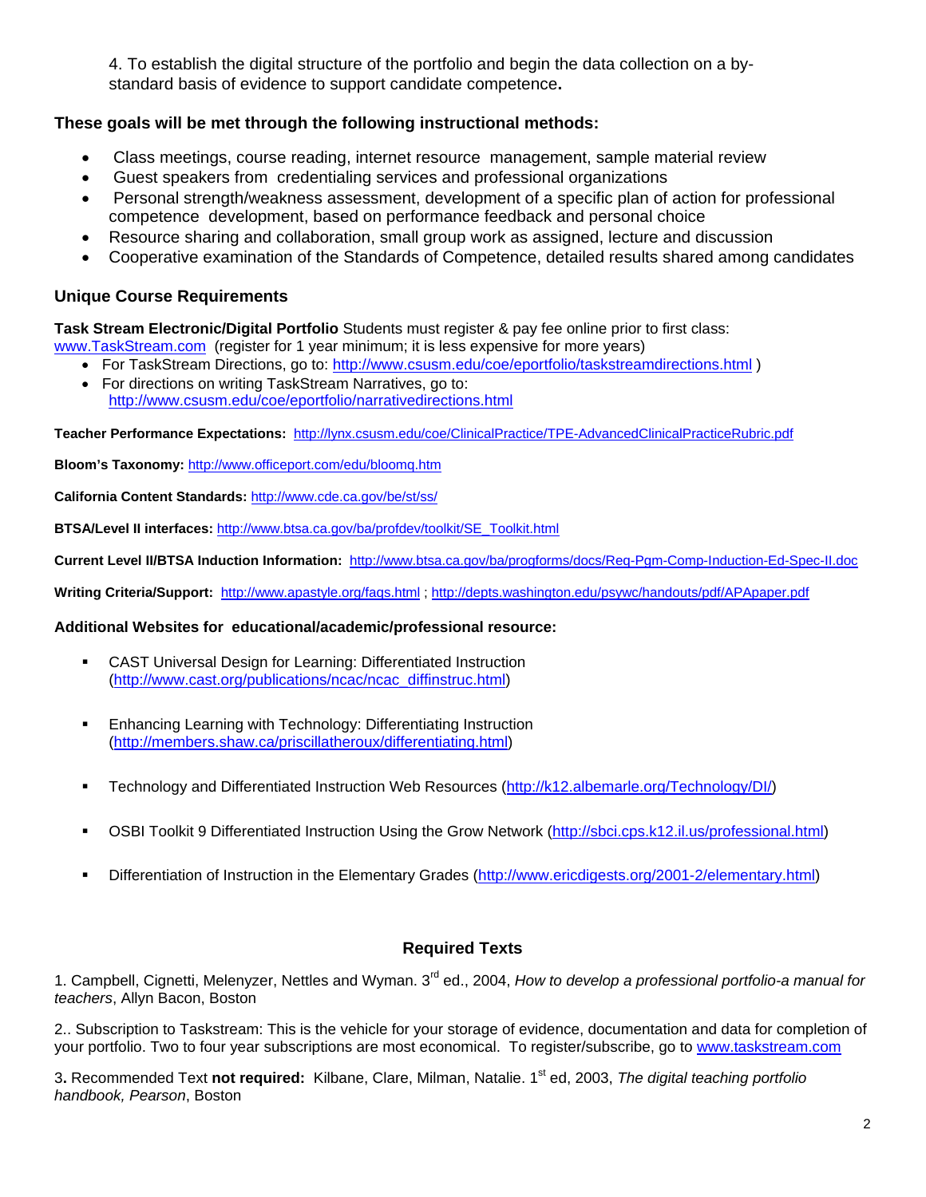4. To establish the digital structure of the portfolio and begin the data collection on a by-standard basis of evidence to support candidate competence**.**

### These goals will be met through the following instructional methods:

- Class meetings, course reading, internet resource management, sample material review
- Guest speakers from credentialing services and professional organizations
- Personal strength/weakness assessment, development of a specific plan of action for professional competence development, based on performance feedback and personal choice
- Resource sharing and collaboration, small group work as assigned, lecture and discussion
- Cooperative examination of the Standards of Competence, detailed results shared among candidates

### Unique Course Requirements

**Task Stream Electronic/Digital Portfolio** Students must register & pay fee online prior to first class: www.TaskStream.com (register for 1 year minimum; it is less expensive for more years)

- For TaskStream Directions, go to: http://www.csusm.edu/coe/eportfolio/taskstreamdirections.html )
- For directions on writing TaskStream Narratives, go to: http://www.csusm.edu/coe/eportfolio/narrativedirections.html

**Teacher Performance Expectations:** http://lynx.csusm.edu/coe/ClinicalPractice/TPE-AdvancedClinicalPracticeRubric.pdf

**Bloom's Taxonomy:** http://www.officeport.com/edu/bloomq.htm

**California Content Standards:** http://www.cde.ca.gov/be/st/ss/

**BTSA/Level II interfaces:** http://www.btsa.ca.gov/ba/profdev/toolkit/SE_Toolkit.html

**Current Level II/BTSA Induction Information:** http://www.btsa.ca.gov/ba/progforms/docs/Req-Pgm-Comp-Induction-Ed-Spec-II.doc

**Writing Criteria/Support:** http://www.apastyle.org/faqs.html ; http://depts.washington.edu/psywc/handouts/pdf/APApaper.pdf

### Additional Websites for educational/academic/professional resource:

- CAST Universal Design for Learning: Differentiated Instruction (http://www.cast.org/publications/ncac/ncac_diffinstruc.html)
- Enhancing Learning with Technology: Differentiating Instruction (http://members.shaw.ca/priscillatheroux/differentiating.html)
- Technology and Differentiated Instruction Web Resources (http://k12.albemarle.org/Technology/DI/)
- OSBI Toolkit 9 Differentiated Instruction Using the Grow Network (http://sbci.cps.k12.il.us/professional.html)
- Differentiation of Instruction in the Elementary Grades (http://www.ericdigests.org/2001-2/elementary.html)

## Required Texts

1. Campbell, Cignetti, Melenyzer, Nettles and Wyman. 3rd ed., 2004, *How to develop a professional portfolio-a manual for teachers*, Allyn Bacon, Boston

2.. Subscription to Taskstream: This is the vehicle for your storage of evidence, documentation and data for completion of your portfolio. Two to four year subscriptions are most economical. To register/subscribe, go to www.taskstream.com

3**.** Recommended Text **not required:** Kilbane, Clare, Milman, Natalie. 1st ed, 2003, *The digital teaching portfolio handbook, Pearson*, Boston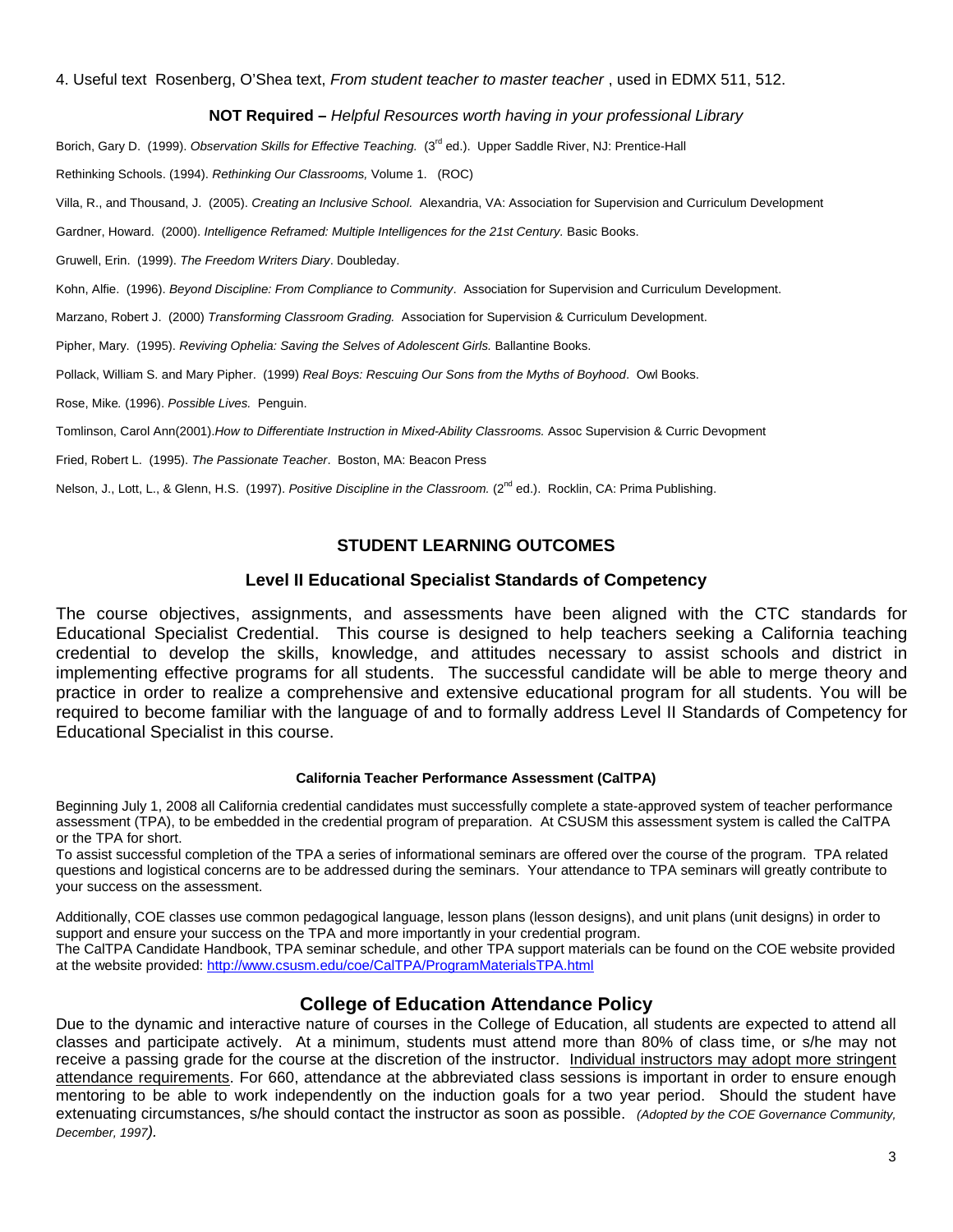4. Useful text Rosenberg, O'Shea text, *From student teacher to master teacher* , used in EDMX 511, 512.

**NOT Required –** *Helpful Resources worth having in your professional Library*

Borich, Gary D. (1999). *Observation Skills for Effective Teaching.* (3rd ed.). Upper Saddle River, NJ: Prentice-Hall

Rethinking Schools. (1994). *Rethinking Our Classrooms,* Volume 1. (ROC)

Villa, R., and Thousand, J. (2005). *Creating an Inclusive School.* Alexandria, VA: Association for Supervision and Curriculum Development

Gardner, Howard. (2000). *Intelligence Reframed: Multiple Intelligences for the 21st Century.* Basic Books.

Gruwell, Erin. (1999). *The Freedom Writers Diary*. Doubleday.

Kohn, Alfie. (1996). *Beyond Discipline: From Compliance to Community*. Association for Supervision and Curriculum Development.

Marzano, Robert J. (2000) *Transforming Classroom Grading.* Association for Supervision & Curriculum Development.

Pipher, Mary. (1995). *Reviving Ophelia: Saving the Selves of Adolescent Girls.* Ballantine Books.

Pollack, William S. and Mary Pipher. (1999) *Real Boys: Rescuing Our Sons from the Myths of Boyhood*. Owl Books.

Rose, Mike. (1996). *Possible Lives.* Penguin.

Tomlinson, Carol Ann(2001).*How to Differentiate Instruction in Mixed-Ability Classrooms.* Assoc Supervision & Curric Devopment

Fried, Robert L. (1995). *The Passionate Teacher*. Boston, MA: Beacon Press

Nelson, J., Lott, L., & Glenn, H.S. (1997). *Positive Discipline in the Classroom.* (2nd ed.). Rocklin, CA: Prima Publishing.

## STUDENT LEARNING OUTCOMES

### Level II Educational Specialist Standards of Competency

The course objectives, assignments, and assessments have been aligned with the CTC standards for Educational Specialist Credential. This course is designed to help teachers seeking a California teaching credential to develop the skills, knowledge, and attitudes necessary to assist schools and district in implementing effective programs for all students. The successful candidate will be able to merge theory and practice in order to realize a comprehensive and extensive educational program for all students. You will be required to become familiar with the language of and to formally address Level II Standards of Competency for Educational Specialist in this course.

#### California Teacher Performance Assessment (CalTPA)

Beginning July 1, 2008 all California credential candidates must successfully complete a state-approved system of teacher performance assessment (TPA), to be embedded in the credential program of preparation. At CSUSM this assessment system is called the CalTPA or the TPA for short.

To assist successful completion of the TPA a series of informational seminars are offered over the course of the program. TPA related questions and logistical concerns are to be addressed during the seminars. Your attendance to TPA seminars will greatly contribute to your success on the assessment.

Additionally, COE classes use common pedagogical language, lesson plans (lesson designs), and unit plans (unit designs) in order to support and ensure your success on the TPA and more importantly in your credential program.

The CalTPA Candidate Handbook, TPA seminar schedule, and other TPA support materials can be found on the COE website provided at the website provided: http://www.csusm.edu/coe/CalTPA/ProgramMaterialsTPA.html

## College of Education Attendance Policy

Due to the dynamic and interactive nature of courses in the College of Education, all students are expected to attend all classes and participate actively. At a minimum, students must attend more than 80% of class time, or s/he may not receive a passing grade for the course at the discretion of the instructor. Individual instructors may adopt more stringent attendance requirements. For 660, attendance at the abbreviated class sessions is important in order to ensure enough mentoring to be able to work independently on the induction goals for a two year period. Should the student have extenuating circumstances, s/he should contact the instructor as soon as possible. *(Adopted by the COE Governance Community, December, 1997).*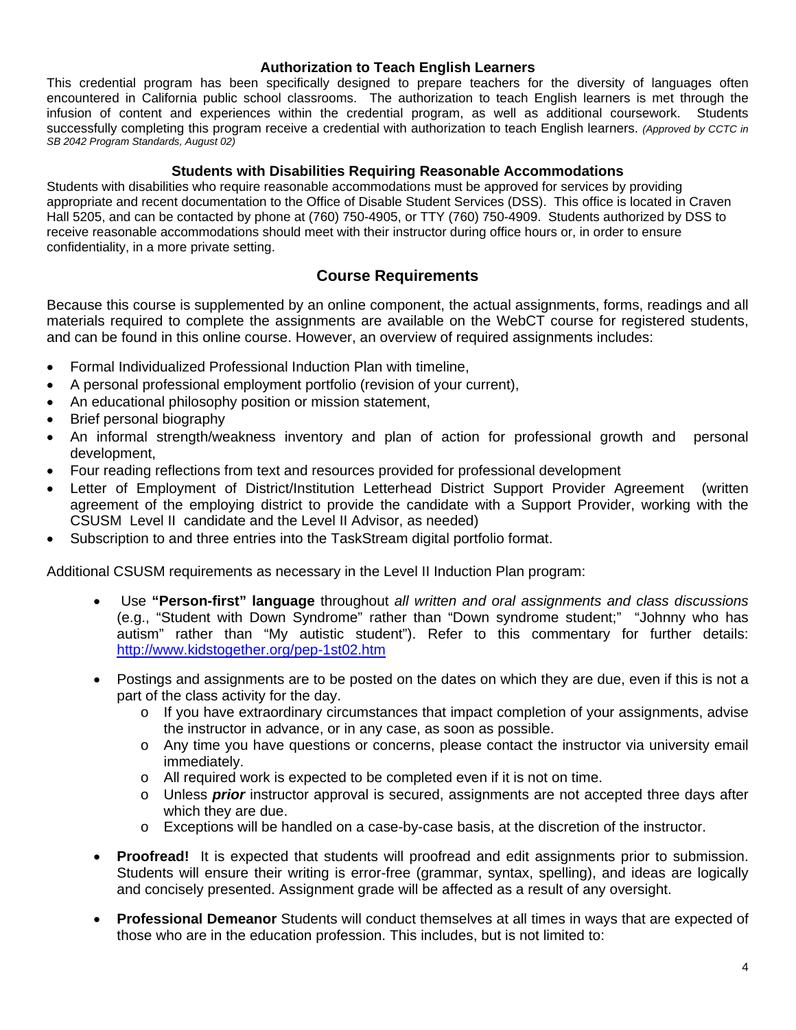### Authorization to Teach English Learners

This credential program has been specifically designed to prepare teachers for the diversity of languages often encountered in California public school classrooms. The authorization to teach English learners is met through the infusion of content and experiences within the credential program, as well as additional coursework. Students successfully completing this program receive a credential with authorization to teach English learners. *(Approved by CCTC in SB 2042 Program Standards, August 02)*

### Students with Disabilities Requiring Reasonable Accommodations

Students with disabilities who require reasonable accommodations must be approved for services by providing appropriate and recent documentation to the Office of Disable Student Services (DSS). This office is located in Craven Hall 5205, and can be contacted by phone at (760) 750-4905, or TTY (760) 750-4909. Students authorized by DSS to receive reasonable accommodations should meet with their instructor during office hours or, in order to ensure confidentiality, in a more private setting.

## Course Requirements

Because this course is supplemented by an online component, the actual assignments, forms, readings and all materials required to complete the assignments are available on the WebCT course for registered students, and can be found in this online course. However, an overview of required assignments includes:

- Formal Individualized Professional Induction Plan with timeline,
- A personal professional employment portfolio (revision of your current),
- An educational philosophy position or mission statement,
- Brief personal biography
- An informal strength/weakness inventory and plan of action for professional growth and personal development,
- Four reading reflections from text and resources provided for professional development
- Letter of Employment of District/Institution Letterhead District Support Provider Agreement (written agreement of the employing district to provide the candidate with a Support Provider, working with the CSUSM Level II candidate and the Level II Advisor, as needed)
- Subscription to and three entries into the TaskStream digital portfolio format.

Additional CSUSM requirements as necessary in the Level II Induction Plan program:

- Use **"Person-first" language** throughout *all written and oral assignments and class discussions* (e.g., "Student with Down Syndrome" rather than "Down syndrome student;" "Johnny who has autism" rather than "My autistic student"). Refer to this commentary for further details: http://www.kidstogether.org/pep-1st02.htm
- Postings and assignments are to be posted on the dates on which they are due, even if this is not a part of the class activity for the day.
  - If you have extraordinary circumstances that impact completion of your assignments, advise the instructor in advance, or in any case, as soon as possible.
  - Any time you have questions or concerns, please contact the instructor via university email immediately.
  - All required work is expected to be completed even if it is not on time.
  - Unless ***prior*** instructor approval is secured, assignments are not accepted three days after which they are due.
  - Exceptions will be handled on a case-by-case basis, at the discretion of the instructor.
- **Proofread!** It is expected that students will proofread and edit assignments prior to submission. Students will ensure their writing is error-free (grammar, syntax, spelling), and ideas are logically and concisely presented. Assignment grade will be affected as a result of any oversight.
- **Professional Demeanor** Students will conduct themselves at all times in ways that are expected of those who are in the education profession. This includes, but is not limited to: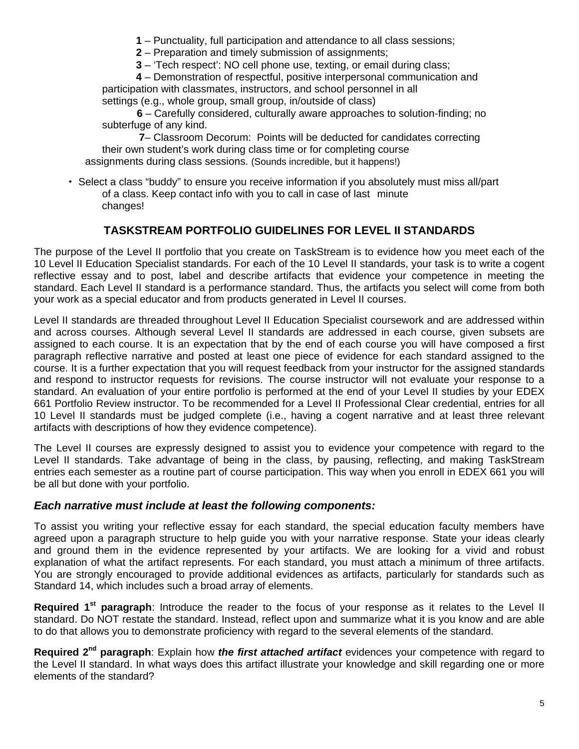**1** – Punctuality, full participation and attendance to all class sessions;

**2** – Preparation and timely submission of assignments;

**3** – 'Tech respect': NO cell phone use, texting, or email during class;

**4** – Demonstration of respectful, positive interpersonal communication and participation with classmates, instructors, and school personnel in all settings (e.g., whole group, small group, in/outside of class)

**6** – Carefully considered, culturally aware approaches to solution-finding; no subterfuge of any kind.

**7**– Classroom Decorum: Points will be deducted for candidates correcting their own student's work during class time or for completing course assignments during class sessions. (Sounds incredible, but it happens!)

- Select a class "buddy" to ensure you receive information if you absolutely must miss all/part of a class. Keep contact info with you to call in case of last minute changes!

## TASKSTREAM PORTFOLIO GUIDELINES FOR LEVEL II STANDARDS

The purpose of the Level II portfolio that you create on TaskStream is to evidence how you meet each of the 10 Level II Education Specialist standards. For each of the 10 Level II standards, your task is to write a cogent reflective essay and to post, label and describe artifacts that evidence your competence in meeting the standard. Each Level II standard is a performance standard. Thus, the artifacts you select will come from both your work as a special educator and from products generated in Level II courses.

Level II standards are threaded throughout Level II Education Specialist coursework and are addressed within and across courses. Although several Level II standards are addressed in each course, given subsets are assigned to each course. It is an expectation that by the end of each course you will have composed a first paragraph reflective narrative and posted at least one piece of evidence for each standard assigned to the course. It is a further expectation that you will request feedback from your instructor for the assigned standards and respond to instructor requests for revisions. The course instructor will not evaluate your response to a standard. An evaluation of your entire portfolio is performed at the end of your Level II studies by your EDEX 661 Portfolio Review instructor. To be recommended for a Level II Professional Clear credential, entries for all 10 Level II standards must be judged complete (i.e., having a cogent narrative and at least three relevant artifacts with descriptions of how they evidence competence).

The Level II courses are expressly designed to assist you to evidence your competence with regard to the Level II standards. Take advantage of being in the class, by pausing, reflecting, and making TaskStream entries each semester as a routine part of course participation. This way when you enroll in EDEX 661 you will be all but done with your portfolio.

### *Each narrative must include at least the following components:*

To assist you writing your reflective essay for each standard, the special education faculty members have agreed upon a paragraph structure to help guide you with your narrative response. State your ideas clearly and ground them in the evidence represented by your artifacts. We are looking for a vivid and robust explanation of what the artifact represents. For each standard, you must attach a minimum of three artifacts. You are strongly encouraged to provide additional evidences as artifacts, particularly for standards such as Standard 14, which includes such a broad array of elements.

**Required 1st paragraph**: Introduce the reader to the focus of your response as it relates to the Level II standard. Do NOT restate the standard. Instead, reflect upon and summarize what it is you know and are able to do that allows you to demonstrate proficiency with regard to the several elements of the standard.

**Required 2nd paragraph**: Explain how ***the first attached artifact*** evidences your competence with regard to the Level II standard. In what ways does this artifact illustrate your knowledge and skill regarding one or more elements of the standard?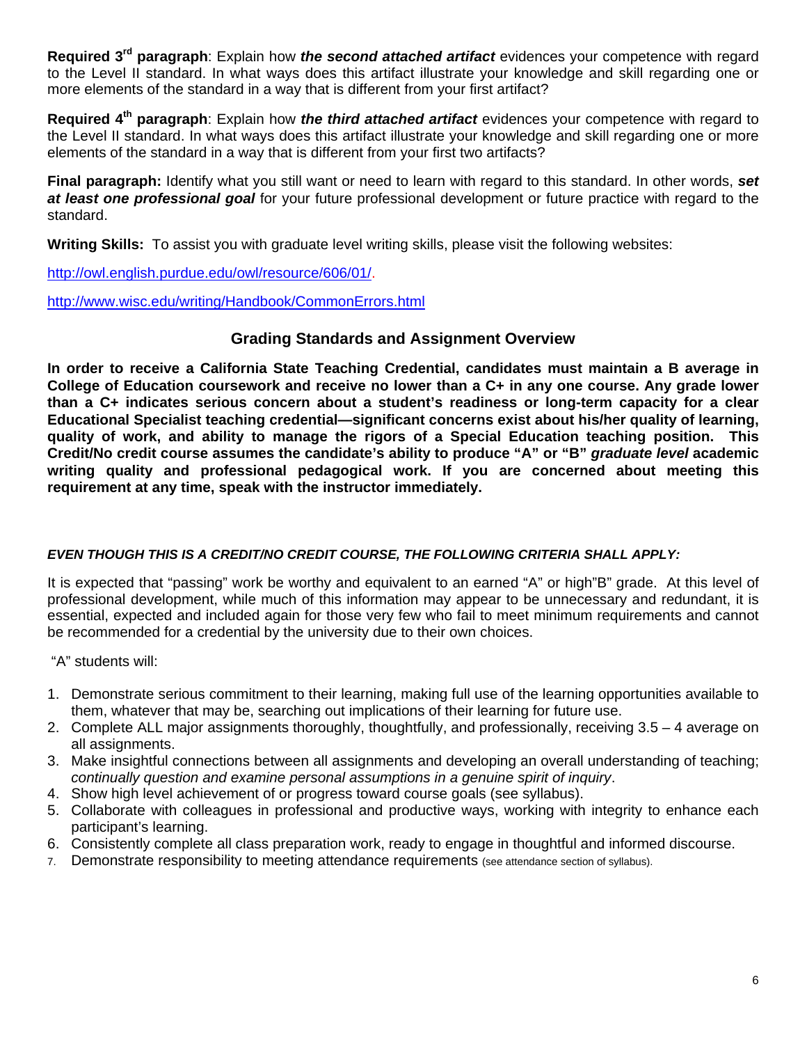**Required 3rd paragraph**: Explain how ***the second attached artifact*** evidences your competence with regard to the Level II standard. In what ways does this artifact illustrate your knowledge and skill regarding one or more elements of the standard in a way that is different from your first artifact?

**Required 4th paragraph**: Explain how ***the third attached artifact*** evidences your competence with regard to the Level II standard. In what ways does this artifact illustrate your knowledge and skill regarding one or more elements of the standard in a way that is different from your first two artifacts?

**Final paragraph:** Identify what you still want or need to learn with regard to this standard. In other words, ***set at least one professional goal*** for your future professional development or future practice with regard to the standard.

**Writing Skills:** To assist you with graduate level writing skills, please visit the following websites:

http://owl.english.purdue.edu/owl/resource/606/01/.

http://www.wisc.edu/writing/Handbook/CommonErrors.html

## Grading Standards and Assignment Overview

**In order to receive a California State Teaching Credential, candidates must maintain a B average in College of Education coursework and receive no lower than a C+ in any one course. Any grade lower than a C+ indicates serious concern about a student's readiness or long-term capacity for a clear Educational Specialist teaching credential—significant concerns exist about his/her quality of learning, quality of work, and ability to manage the rigors of a Special Education teaching position. This Credit/No credit course assumes the candidate's ability to produce "A" or "B" *graduate level* academic writing quality and professional pedagogical work. If you are concerned about meeting this requirement at any time, speak with the instructor immediately.**

***EVEN THOUGH THIS IS A CREDIT/NO CREDIT COURSE, THE FOLLOWING CRITERIA SHALL APPLY:***

It is expected that "passing" work be worthy and equivalent to an earned "A" or high"B" grade. At this level of professional development, while much of this information may appear to be unnecessary and redundant, it is essential, expected and included again for those very few who fail to meet minimum requirements and cannot be recommended for a credential by the university due to their own choices.

"A" students will:

1. Demonstrate serious commitment to their learning, making full use of the learning opportunities available to them, whatever that may be, searching out implications of their learning for future use.
2. Complete ALL major assignments thoroughly, thoughtfully, and professionally, receiving 3.5 – 4 average on all assignments.
3. Make insightful connections between all assignments and developing an overall understanding of teaching; *continually question and examine personal assumptions in a genuine spirit of inquiry*.
4. Show high level achievement of or progress toward course goals (see syllabus).
5. Collaborate with colleagues in professional and productive ways, working with integrity to enhance each participant's learning.
6. Consistently complete all class preparation work, ready to engage in thoughtful and informed discourse.
7. Demonstrate responsibility to meeting attendance requirements (see attendance section of syllabus).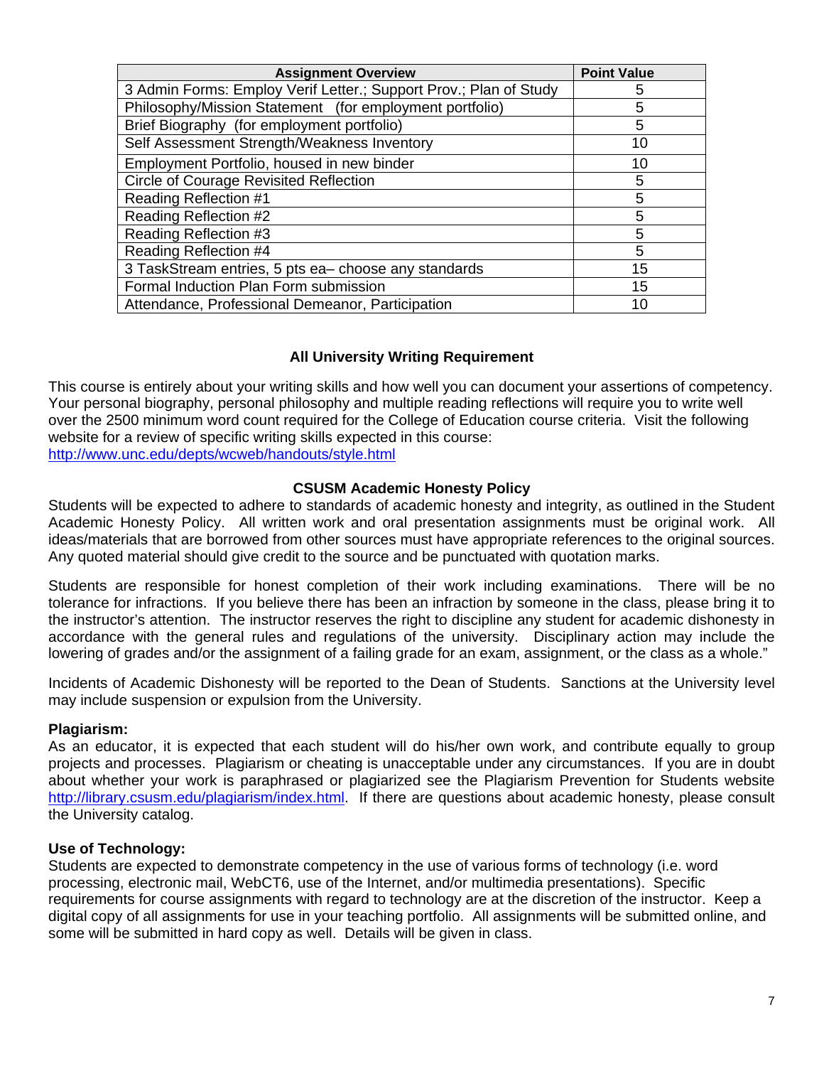| Assignment Overview | Point Value |
|---|---|
| 3 Admin Forms: Employ Verif Letter.; Support Prov.; Plan of Study | 5 |
| Philosophy/Mission Statement (for employment portfolio) | 5 |
| Brief Biography (for employment portfolio) | 5 |
| Self Assessment Strength/Weakness Inventory | 10 |
| Employment Portfolio, housed in new binder | 10 |
| Circle of Courage Revisited Reflection | 5 |
| Reading Reflection #1 | 5 |
| Reading Reflection #2 | 5 |
| Reading Reflection #3 | 5 |
| Reading Reflection #4 | 5 |
| 3 TaskStream entries, 5 pts ea– choose any standards | 15 |
| Formal Induction Plan Form submission | 15 |
| Attendance, Professional Demeanor, Participation | 10 |

### All University Writing Requirement

This course is entirely about your writing skills and how well you can document your assertions of competency. Your personal biography, personal philosophy and multiple reading reflections will require you to write well over the 2500 minimum word count required for the College of Education course criteria. Visit the following website for a review of specific writing skills expected in this course:
http://www.unc.edu/depts/wcweb/handouts/style.html

### CSUSM Academic Honesty Policy

Students will be expected to adhere to standards of academic honesty and integrity, as outlined in the Student Academic Honesty Policy. All written work and oral presentation assignments must be original work. All ideas/materials that are borrowed from other sources must have appropriate references to the original sources. Any quoted material should give credit to the source and be punctuated with quotation marks.

Students are responsible for honest completion of their work including examinations. There will be no tolerance for infractions. If you believe there has been an infraction by someone in the class, please bring it to the instructor's attention. The instructor reserves the right to discipline any student for academic dishonesty in accordance with the general rules and regulations of the university. Disciplinary action may include the lowering of grades and/or the assignment of a failing grade for an exam, assignment, or the class as a whole."

Incidents of Academic Dishonesty will be reported to the Dean of Students. Sanctions at the University level may include suspension or expulsion from the University.

**Plagiarism:**
As an educator, it is expected that each student will do his/her own work, and contribute equally to group projects and processes. Plagiarism or cheating is unacceptable under any circumstances. If you are in doubt about whether your work is paraphrased or plagiarized see the Plagiarism Prevention for Students website http://library.csusm.edu/plagiarism/index.html. If there are questions about academic honesty, please consult the University catalog.

**Use of Technology:**
Students are expected to demonstrate competency in the use of various forms of technology (i.e. word processing, electronic mail, WebCT6, use of the Internet, and/or multimedia presentations). Specific requirements for course assignments with regard to technology are at the discretion of the instructor. Keep a digital copy of all assignments for use in your teaching portfolio. All assignments will be submitted online, and some will be submitted in hard copy as well. Details will be given in class.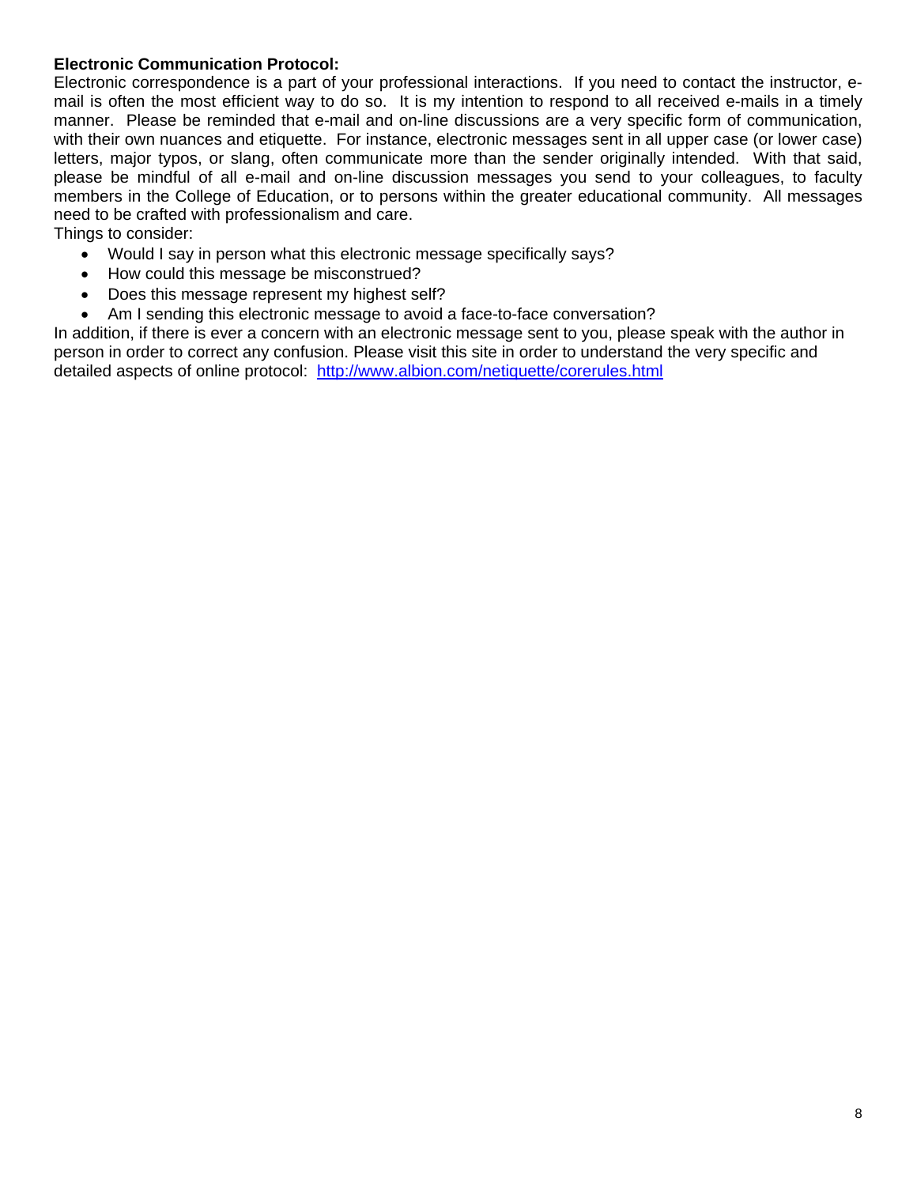**Electronic Communication Protocol:**

Electronic correspondence is a part of your professional interactions. If you need to contact the instructor, e-mail is often the most efficient way to do so. It is my intention to respond to all received e-mails in a timely manner. Please be reminded that e-mail and on-line discussions are a very specific form of communication, with their own nuances and etiquette. For instance, electronic messages sent in all upper case (or lower case) letters, major typos, or slang, often communicate more than the sender originally intended. With that said, please be mindful of all e-mail and on-line discussion messages you send to your colleagues, to faculty members in the College of Education, or to persons within the greater educational community. All messages need to be crafted with professionalism and care.

Things to consider:

- Would I say in person what this electronic message specifically says?
- How could this message be misconstrued?
- Does this message represent my highest self?
- Am I sending this electronic message to avoid a face-to-face conversation?

In addition, if there is ever a concern with an electronic message sent to you, please speak with the author in person in order to correct any confusion. Please visit this site in order to understand the very specific and detailed aspects of online protocol: http://www.albion.com/netiquette/corerules.html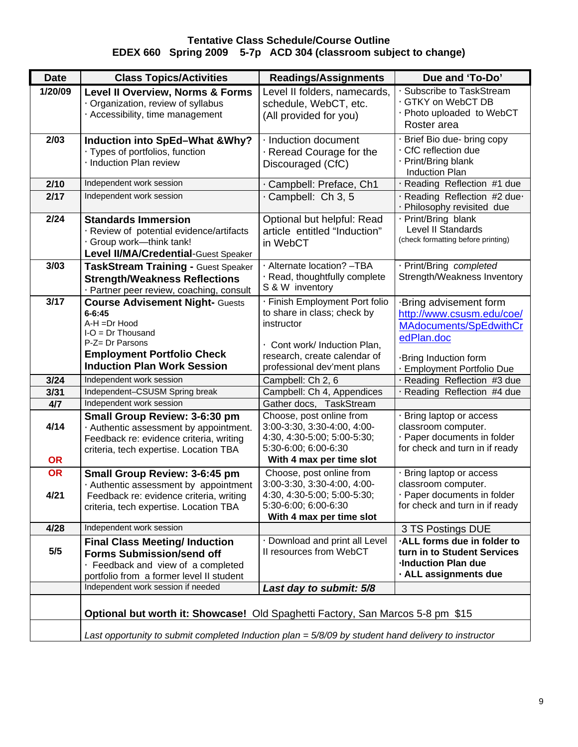**Tentative Class Schedule/Course Outline**
**EDEX 660 Spring 2009 5-7p ACD 304 (classroom subject to change)**

| Date | Class Topics/Activities | Readings/Assignments | Due and 'To-Do' |
|---|---|---|---|
| 1/20/09 | **Level II Overview, Norms & Forms**<br>· Organization, review of syllabus<br>· Accessibility, time management | Level II folders, namecards, schedule, WebCT, etc. (All provided for you) | · Subscribe to TaskStream<br>· GTKY on WebCT DB<br>· Photo uploaded to WebCT Roster area |
| 2/03 | **Induction into SpEd–What &Why?**<br>· Types of portfolios, function<br>· Induction Plan review | · Induction document<br>· Reread Courage for the Discouraged (CfC) | · Brief Bio due- bring copy<br>· CfC reflection due<br>· Print/Bring blank Induction Plan |
| 2/10 | Independent work session | · Campbell: Preface, Ch1 | · Reading Reflection #1 due |
| 2/17 | Independent work session | · Campbell: Ch 3, 5 | · Reading Reflection #2 due·<br>· Philosophy revisited due |
| 2/24 | **Standards Immersion**<br>· Review of potential evidence/artifacts<br>· Group work—think tank!<br>**Level II/MA/Credential**-Guest Speaker | Optional but helpful: Read article entitled "Induction" in WebCT | · Print/Bring blank Level II Standards<br>(check formatting before printing) |
| 3/03 | **TaskStream Training -** Guest Speaker<br>**Strength/Weakness Reflections**<br>· Partner peer review, coaching, consult | · Alternate location? –TBA<br>· Read, thoughtfully complete S & W inventory | · Print/Bring *completed* Strength/Weakness Inventory |
| 3/17 | **Course Advisement Night-** Guests<br>**6-6:45**<br>A-H =Dr Hood<br>I-O = Dr Thousand<br>P-Z= Dr Parsons<br>**Employment Portfolio Check**<br>**Induction Plan Work Session** | · Finish Employment Port folio to share in class; check by instructor<br><br>· Cont work/ Induction Plan, research, create calendar of professional dev'ment plans | ·Bring advisement form http://www.csusm.edu/coe/MAdocuments/SpEdwithCredPlan.doc<br><br>·Bring Induction form<br>· Employment Portfolio Due |
| 3/24 | Independent work session | Campbell: Ch 2, 6 | · Reading Reflection #3 due |
| 3/31 | Independent–CSUSM Spring break | Campbell: Ch 4, Appendices | · Reading Reflection #4 due |
| 4/7 | Independent work session | Gather docs, TaskStream | |
| 4/14<br><br>**OR** | **Small Group Review: 3-6:30 pm**<br>· Authentic assessment by appointment. Feedback re: evidence criteria, writing criteria, tech expertise. Location TBA | Choose, post online from 3:00-3:30, 3:30-4:00, 4:00-4:30, 4:30-5:00; 5:00-5:30; 5:30-6:00; 6:00-6:30<br>**With 4 max per time slot** | · Bring laptop or access classroom computer.<br>· Paper documents in folder for check and turn in if ready |
| **OR**<br><br>4/21 | **Small Group Review: 3-6:45 pm**<br>· Authentic assessment by appointment Feedback re: evidence criteria, writing criteria, tech expertise. Location TBA | Choose, post online from 3:00-3:30, 3:30-4:00, 4:00-4:30, 4:30-5:00; 5:00-5:30; 5:30-6:00; 6:00-6:30<br>**With 4 max per time slot** | · Bring laptop or access classroom computer.<br>· Paper documents in folder for check and turn in if ready |
| 4/28 | Independent work session | | 3 TS Postings DUE |
| 5/5 | **Final Class Meeting/ Induction Forms Submission/send off**<br>· Feedback and view of a completed portfolio from a former level II student | · Download and print all Level II resources from WebCT | **·ALL forms due in folder to turn in to Student Services**<br>**·Induction Plan due**<br>**· ALL assignments due** |
| | Independent work session if needed | ***Last day to submit: 5/8*** | |
| | **Optional but worth it: Showcase!** Old Spaghetti Factory, San Marcos 5-8 pm $15 | | |
| | *Last opportunity to submit completed Induction plan = 5/8/09 by student hand delivery to instructor* | | |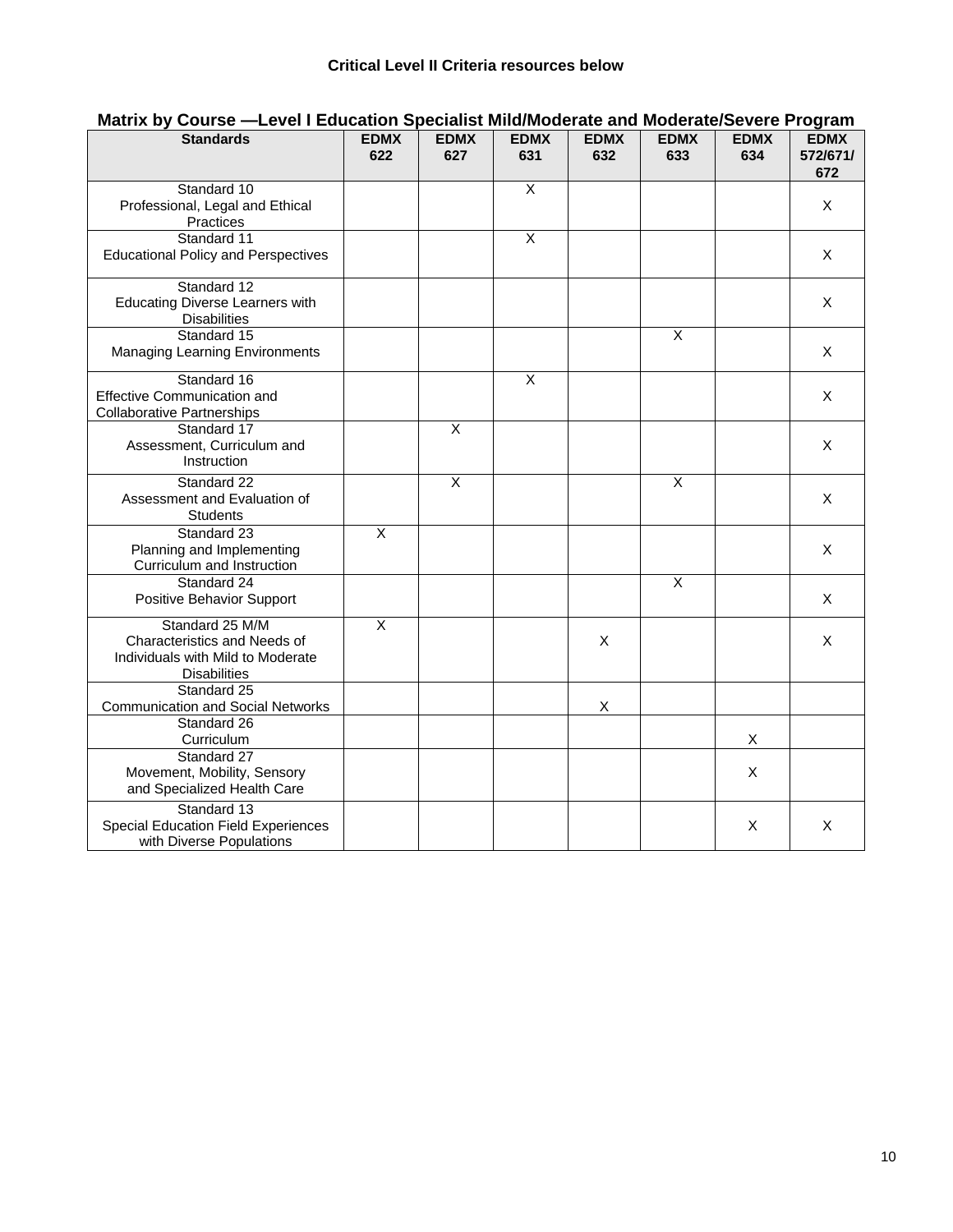**Critical Level II Criteria resources below**

**Matrix by Course —Level I Education Specialist Mild/Moderate and Moderate/Severe Program**

| Standards | EDMX 622 | EDMX 627 | EDMX 631 | EDMX 632 | EDMX 633 | EDMX 634 | EDMX 572/671/ 672 |
|---|---|---|---|---|---|---|---|
| Standard 10 Professional, Legal and Ethical Practices | | | X | | | | X |
| Standard 11 Educational Policy and Perspectives | | | X | | | | X |
| Standard 12 Educating Diverse Learners with Disabilities | | | | | | | X |
| Standard 15 Managing Learning Environments | | | | | X | | X |
| Standard 16 Effective Communication and Collaborative Partnerships | | | X | | | | X |
| Standard 17 Assessment, Curriculum and Instruction | | X | | | | | X |
| Standard 22 Assessment and Evaluation of Students | | X | | | X | | X |
| Standard 23 Planning and Implementing Curriculum and Instruction | X | | | | | | X |
| Standard 24 Positive Behavior Support | | | | | X | | X |
| Standard 25 M/M Characteristics and Needs of Individuals with Mild to Moderate Disabilities | X | | | X | | | X |
| Standard 25 Communication and Social Networks | | | | X | | | |
| Standard 26 Curriculum | | | | | | X | |
| Standard 27 Movement, Mobility, Sensory and Specialized Health Care | | | | | | X | |
| Standard 13 Special Education Field Experiences with Diverse Populations | | | | | | X | X |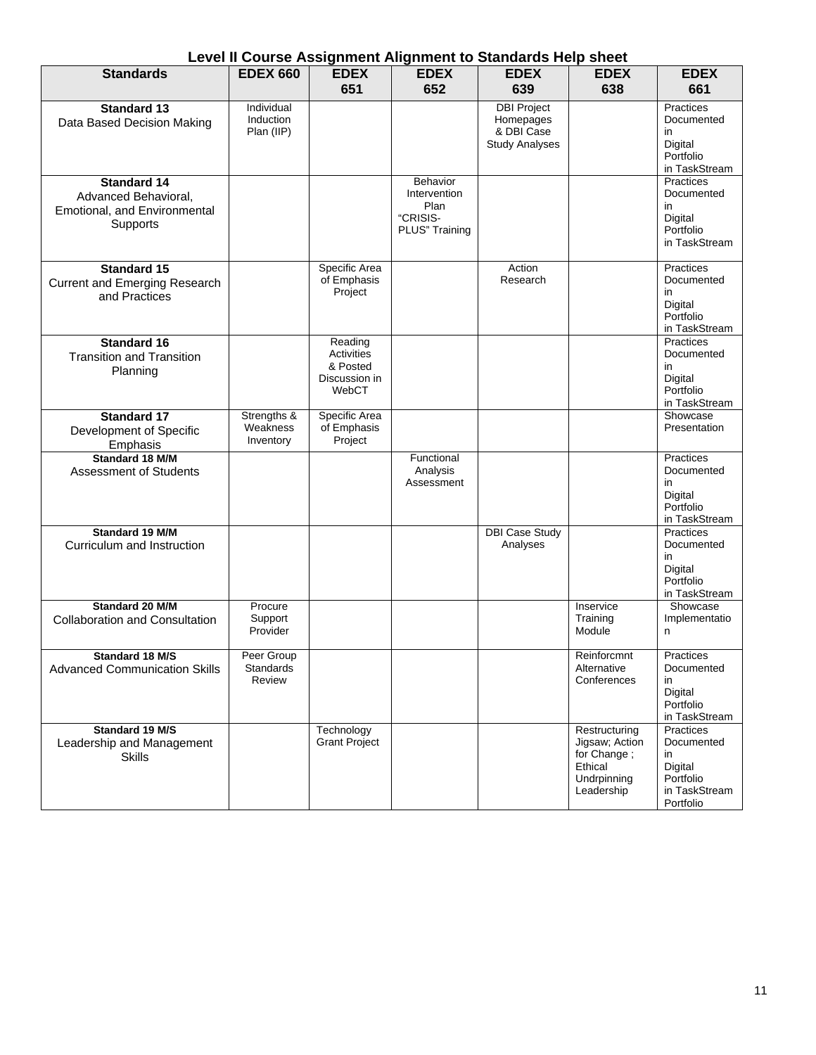## Level II Course Assignment Alignment to Standards Help sheet

| Standards | EDEX 660 | EDEX 651 | EDEX 652 | EDEX 639 | EDEX 638 | EDEX 661 |
|---|---|---|---|---|---|---|
| **Standard 13** Data Based Decision Making | Individual Induction Plan (IIP) | | | DBI Project Homepages & DBI Case Study Analyses | | Practices Documented in Digital Portfolio in TaskStream |
| **Standard 14** Advanced Behavioral, Emotional, and Environmental Supports | | | Behavior Intervention Plan "CRISIS-PLUS" Training | | | Practices Documented in Digital Portfolio in TaskStream |
| **Standard 15** Current and Emerging Research and Practices | | Specific Area of Emphasis Project | | Action Research | | Practices Documented in Digital Portfolio in TaskStream |
| **Standard 16** Transition and Transition Planning | | Reading Activities & Posted Discussion in WebCT | | | | Practices Documented in Digital Portfolio in TaskStream |
| **Standard 17** Development of Specific Emphasis | Strengths & Weakness Inventory | Specific Area of Emphasis Project | | | | Showcase Presentation |
| **Standard 18 M/M** Assessment of Students | | | Functional Analysis Assessment | | | Practices Documented in Digital Portfolio in TaskStream |
| **Standard 19 M/M** Curriculum and Instruction | | | | DBI Case Study Analyses | | Practices Documented in Digital Portfolio in TaskStream |
| **Standard 20 M/M** Collaboration and Consultation | Procure Support Provider | | | | Inservice Training Module | Showcase Implementation |
| **Standard 18 M/S** Advanced Communication Skills | Peer Group Standards Review | | | | Reinforcmnt Alternative Conferences | Practices Documented in Digital Portfolio in TaskStream |
| **Standard 19 M/S** Leadership and Management Skills | | Technology Grant Project | | | Restructuring Jigsaw; Action for Change ; Ethical Undrpinning Leadership | Practices Documented in Digital Portfolio in TaskStream Portfolio |